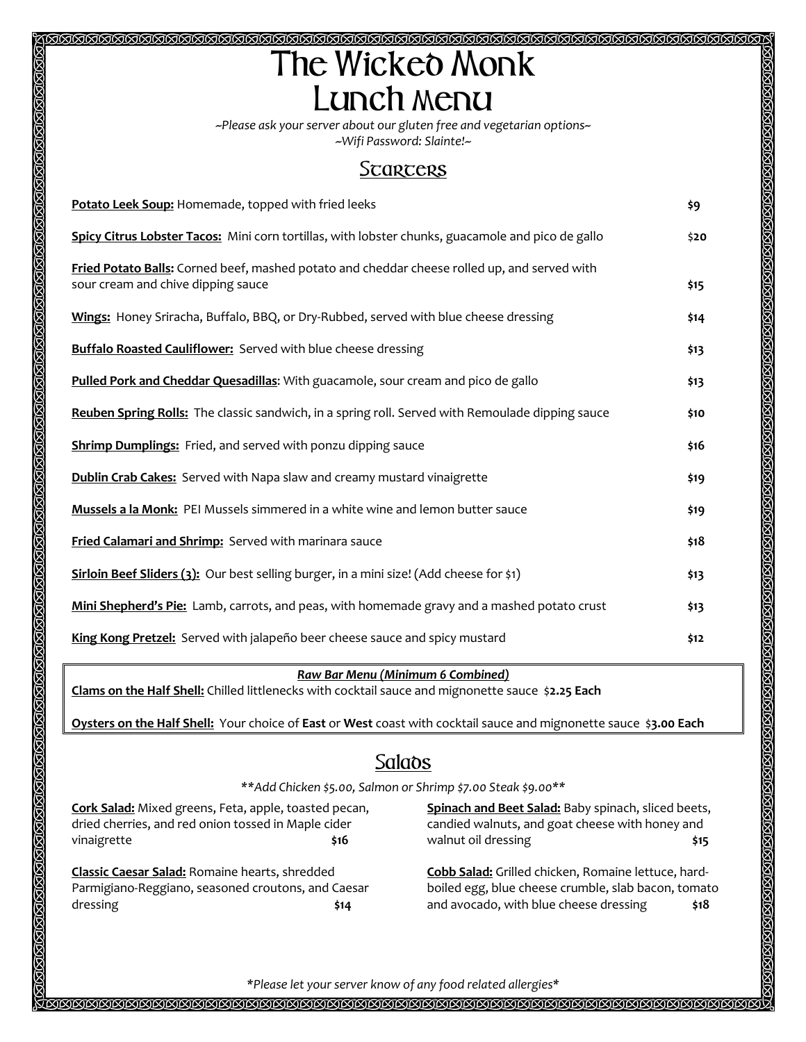# The Wicked Monk
# Lunch Menu

*~Please ask your server about our gluten free and vegetarian options~*
*~Wifi Password: Slainte!~*

## Starters

**Potato Leek Soup:** Homemade, topped with fried leeks **$9**

**Spicy Citrus Lobster Tacos:** Mini corn tortillas, with lobster chunks, guacamole and pico de gallo **$20**

**Fried Potato Balls:** Corned beef, mashed potato and cheddar cheese rolled up, and served with sour cream and chive dipping sauce **$15**

**Wings:** Honey Sriracha, Buffalo, BBQ, or Dry-Rubbed, served with blue cheese dressing **$14**

**Buffalo Roasted Cauliflower:** Served with blue cheese dressing **$13**

**Pulled Pork and Cheddar Quesadillas**: With guacamole, sour cream and pico de gallo **$13**

**Reuben Spring Rolls:** The classic sandwich, in a spring roll. Served with Remoulade dipping sauce **$10**

**Shrimp Dumplings:** Fried, and served with ponzu dipping sauce **$16**

**Dublin Crab Cakes:** Served with Napa slaw and creamy mustard vinaigrette **$19**

**Mussels a la Monk:** PEI Mussels simmered in a white wine and lemon butter sauce **$19**

**Fried Calamari and Shrimp:** Served with marinara sauce **$18**

**Sirloin Beef Sliders (3):** Our best selling burger, in a mini size! (Add cheese for $1) **$13**

**Mini Shepherd's Pie:** Lamb, carrots, and peas, with homemade gravy and a mashed potato crust **$13**

**King Kong Pretzel:** Served with jalapeño beer cheese sauce and spicy mustard **$12**

***Raw Bar Menu (Minimum 6 Combined)***

**Clams on the Half Shell:** Chilled littlenecks with cocktail sauce and mignonette sauce **$2.25 Each**

**Oysters on the Half Shell:** Your choice of **East** or **West** coast with cocktail sauce and mignonette sauce **$3.00 Each**

## Salads

*\*\*Add Chicken $5.00, Salmon or Shrimp $7.00 Steak $9.00\*\**

**Cork Salad:** Mixed greens, Feta, apple, toasted pecan, dried cherries, and red onion tossed in Maple cider vinaigrette **$16**

**Classic Caesar Salad:** Romaine hearts, shredded Parmigiano-Reggiano, seasoned croutons, and Caesar dressing **$14**

**Spinach and Beet Salad:** Baby spinach, sliced beets, candied walnuts, and goat cheese with honey and walnut oil dressing **$15**

**Cobb Salad:** Grilled chicken, Romaine lettuce, hard-boiled egg, blue cheese crumble, slab bacon, tomato and avocado, with blue cheese dressing **$18**

*\*Please let your server know of any food related allergies\**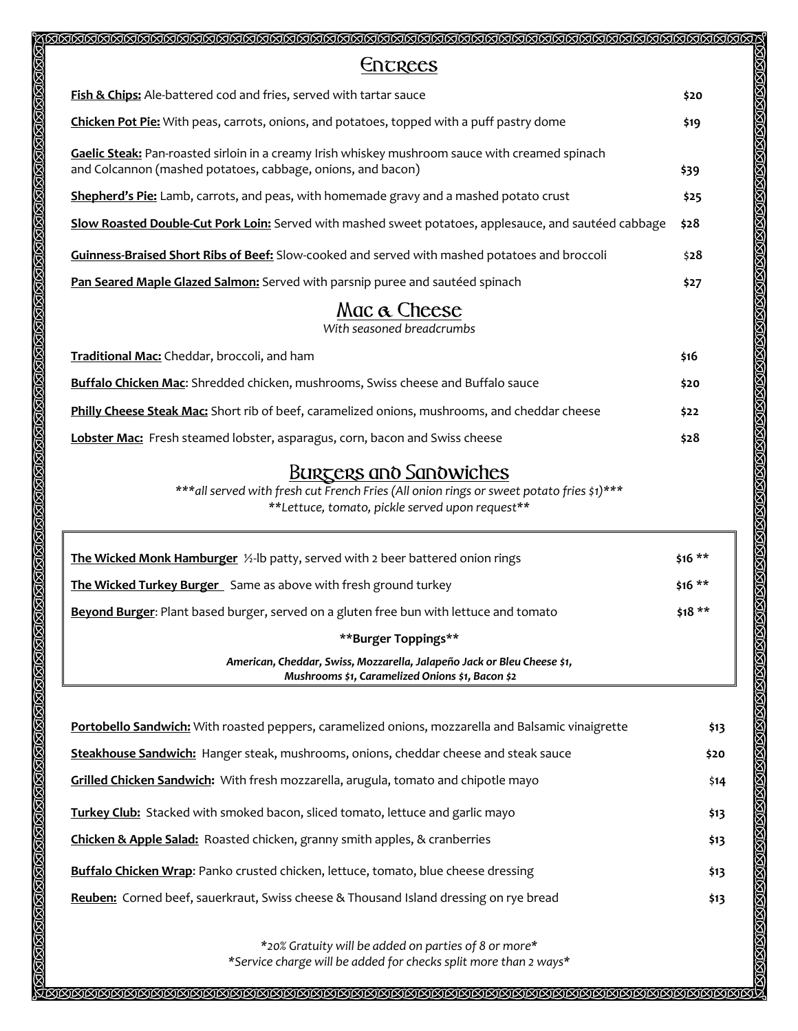## Entrees

**Fish & Chips:** Ale-battered cod and fries, served with tartar sauce **$20**

**Chicken Pot Pie:** With peas, carrots, onions, and potatoes, topped with a puff pastry dome **$19**

**Gaelic Steak:** Pan-roasted sirloin in a creamy Irish whiskey mushroom sauce with creamed spinach and Colcannon (mashed potatoes, cabbage, onions, and bacon) **$39**

**Shepherd's Pie:** Lamb, carrots, and peas, with homemade gravy and a mashed potato crust **$25**

**Slow Roasted Double-Cut Pork Loin:** Served with mashed sweet potatoes, applesauce, and sautéed cabbage **$28**

**Guinness-Braised Short Ribs of Beef:** Slow-cooked and served with mashed potatoes and broccoli **$28**

**Pan Seared Maple Glazed Salmon:** Served with parsnip puree and sautéed spinach **$27**

## Mac & Cheese

*With seasoned breadcrumbs*

**Traditional Mac:** Cheddar, broccoli, and ham **$16**

**Buffalo Chicken Mac**: Shredded chicken, mushrooms, Swiss cheese and Buffalo sauce **$20**

**Philly Cheese Steak Mac:** Short rib of beef, caramelized onions, mushrooms, and cheddar cheese **$22**

**Lobster Mac:** Fresh steamed lobster, asparagus, corn, bacon and Swiss cheese **$28**

## Burgers and Sandwiches

****all served with fresh cut French Fries (All onion rings or sweet potato fries $1)****

***Lettuce, tomato, pickle served upon request***

**The Wicked Monk Hamburger** ½-lb patty, served with 2 beer battered onion rings **$16 ****

**The Wicked Turkey Burger** Same as above with fresh ground turkey **$16 ****

**Beyond Burger**: Plant based burger, served on a gluten free bun with lettuce and tomato **$18 ****

****Burger Toppings****

***American, Cheddar, Swiss, Mozzarella, Jalapeño Jack or Bleu Cheese $1,***
***Mushrooms $1, Caramelized Onions $1, Bacon $2***

**Portobello Sandwich:** With roasted peppers, caramelized onions, mozzarella and Balsamic vinaigrette **$13**

**Steakhouse Sandwich:** Hanger steak, mushrooms, onions, cheddar cheese and steak sauce **$20**

**Grilled Chicken Sandwich:** With fresh mozzarella, arugula, tomato and chipotle mayo **$14**

**Turkey Club:** Stacked with smoked bacon, sliced tomato, lettuce and garlic mayo **$13**

**Chicken & Apple Salad:** Roasted chicken, granny smith apples, & cranberries **$13**

**Buffalo Chicken Wrap**: Panko crusted chicken, lettuce, tomato, blue cheese dressing **$13**

**Reuben:** Corned beef, sauerkraut, Swiss cheese & Thousand Island dressing on rye bread **$13**

**20% Gratuity will be added on parties of 8 or more**

**Service charge will be added for checks split more than 2 ways**